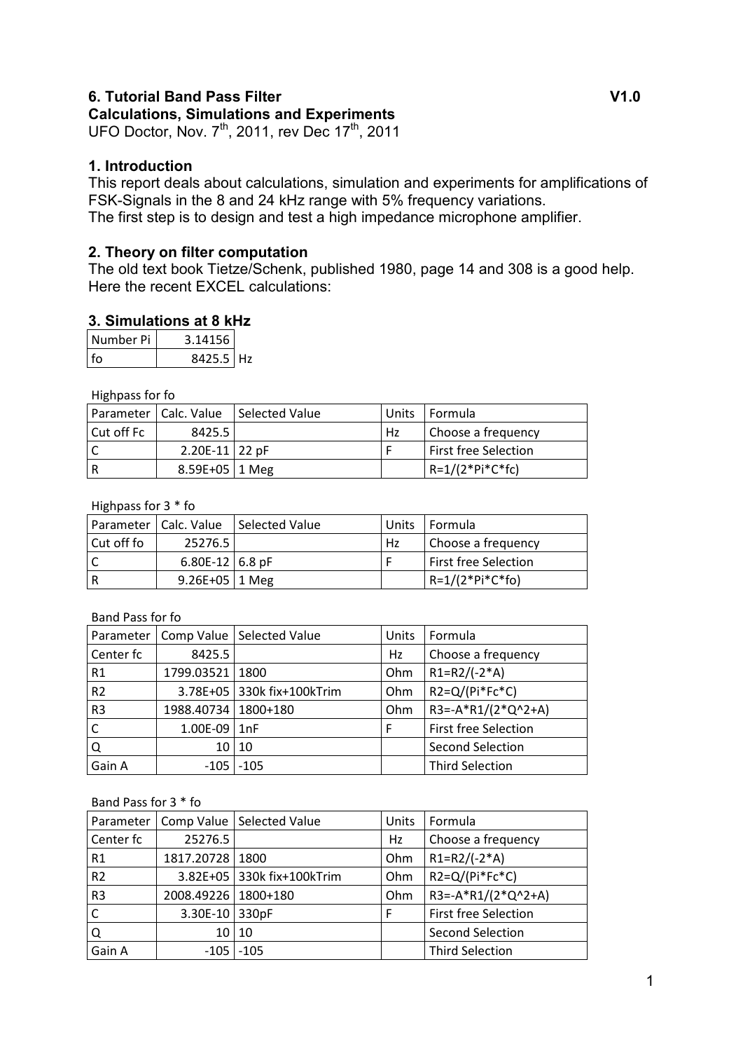# 6. Tutorial Band Pass Filter V1.0

## Calculations, Simulations and Experiments

UFO Doctor, Nov. 7th, 2011, rev Dec 17th, 2011

## 1. Introduction

This report deals about calculations, simulation and experiments for amplifications of FSK-Signals in the 8 and 24 kHz range with 5% frequency variations.
The first step is to design and test a high impedance microphone amplifier.

## 2. Theory on filter computation

The old text book Tietze/Schenk, published 1980, page 14 and 308 is a good help.
Here the recent EXCEL calculations:

## 3. Simulations at 8 kHz

| Number Pi | 3.14156 | |
|---|---|---|
| fo | 8425.5 | Hz |

Highpass for fo

| Parameter | Calc. Value | Selected Value | Units | Formula |
|---|---|---|---|---|
| Cut off Fc | 8425.5 | | Hz | Choose a frequency |
| C | 2.20E-11 | 22 pF | F | First free Selection |
| R | 8.59E+05 | 1 Meg | | R=1/(2*Pi*C*fc) |

Highpass for 3 * fo

| Parameter | Calc. Value | Selected Value | Units | Formula |
|---|---|---|---|---|
| Cut off fo | 25276.5 | | Hz | Choose a frequency |
| C | 6.80E-12 | 6.8 pF | F | First free Selection |
| R | 9.26E+05 | 1 Meg | | R=1/(2*Pi*C*fo) |

Band Pass for fo

| Parameter | Comp Value | Selected Value | Units | Formula |
|---|---|---|---|---|
| Center fc | 8425.5 | | Hz | Choose a frequency |
| R1 | 1799.03521 | 1800 | Ohm | R1=R2/(-2*A) |
| R2 | 3.78E+05 | 330k fix+100kTrim | Ohm | R2=Q/(Pi*Fc*C) |
| R3 | 1988.40734 | 1800+180 | Ohm | R3=-A*R1/(2*Q^2+A) |
| C | 1.00E-09 | 1nF | F | First free Selection |
| Q | 10 | 10 | | Second Selection |
| Gain A | -105 | -105 | | Third Selection |

Band Pass for 3 * fo

| Parameter | Comp Value | Selected Value | Units | Formula |
|---|---|---|---|---|
| Center fc | 25276.5 | | Hz | Choose a frequency |
| R1 | 1817.20728 | 1800 | Ohm | R1=R2/(-2*A) |
| R2 | 3.82E+05 | 330k fix+100kTrim | Ohm | R2=Q/(Pi*Fc*C) |
| R3 | 2008.49226 | 1800+180 | Ohm | R3=-A*R1/(2*Q^2+A) |
| C | 3.30E-10 | 330pF | F | First free Selection |
| Q | 10 | 10 | | Second Selection |
| Gain A | -105 | -105 | | Third Selection |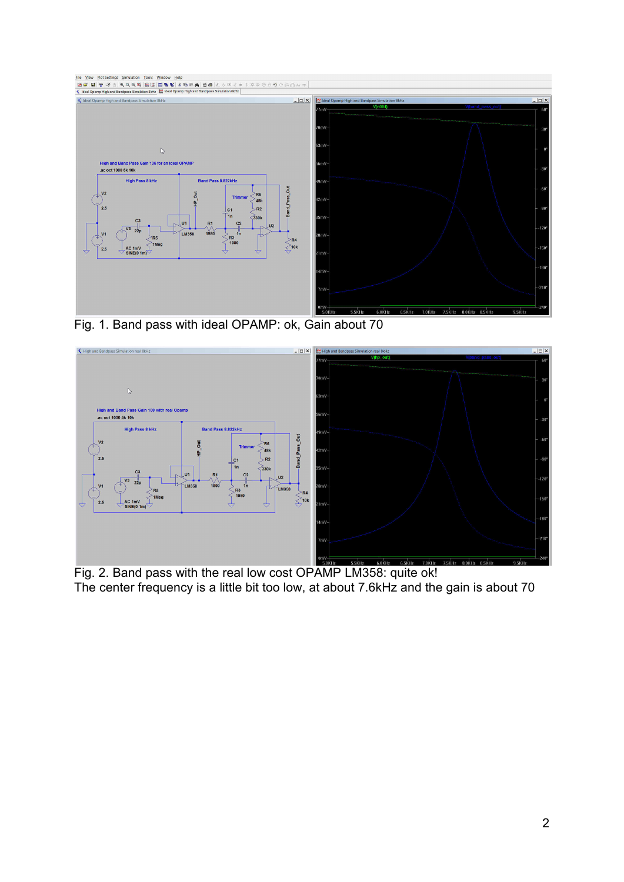Fig. 1. Band pass with ideal OPAMP: ok, Gain about 70

Fig. 2. Band pass with the real low cost OPAMP LM358: quite ok!
The center frequency is a little bit too low, at about 7.6kHz and the gain is about 70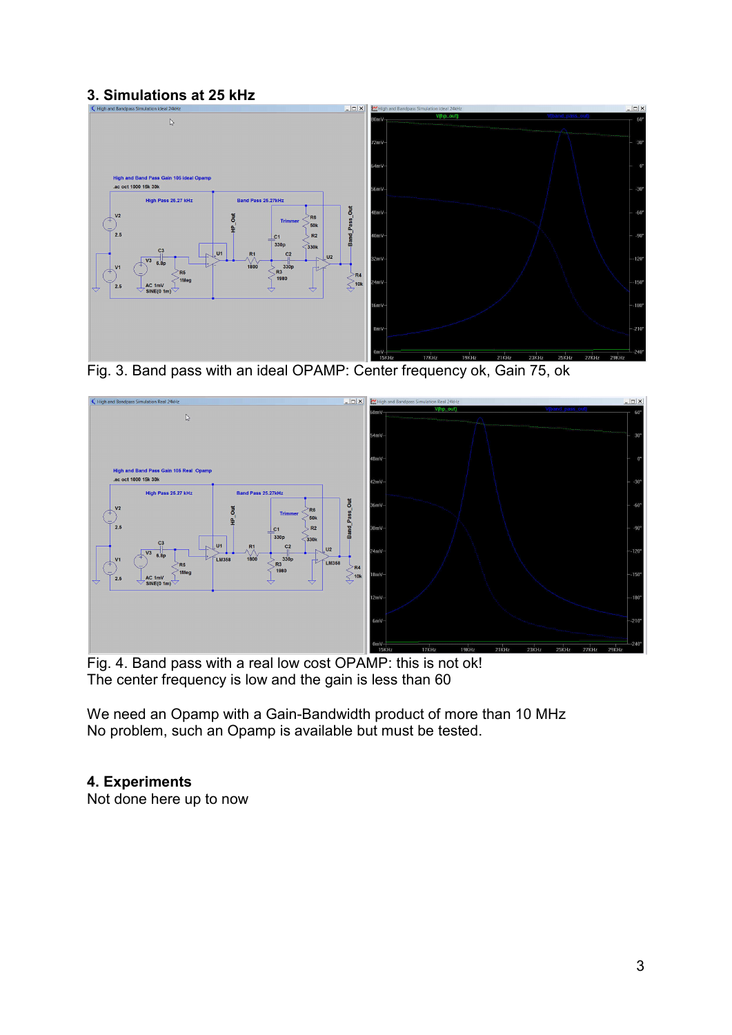## 3. Simulations at 25 kHz

Fig. 3. Band pass with an ideal OPAMP: Center frequency ok, Gain 75, ok

Fig. 4. Band pass with a real low cost OPAMP: this is not ok!
The center frequency is low and the gain is less than 60

We need an Opamp with a Gain-Bandwidth product of more than 10 MHz
No problem, such an Opamp is available but must be tested.

## 4. Experiments

Not done here up to now